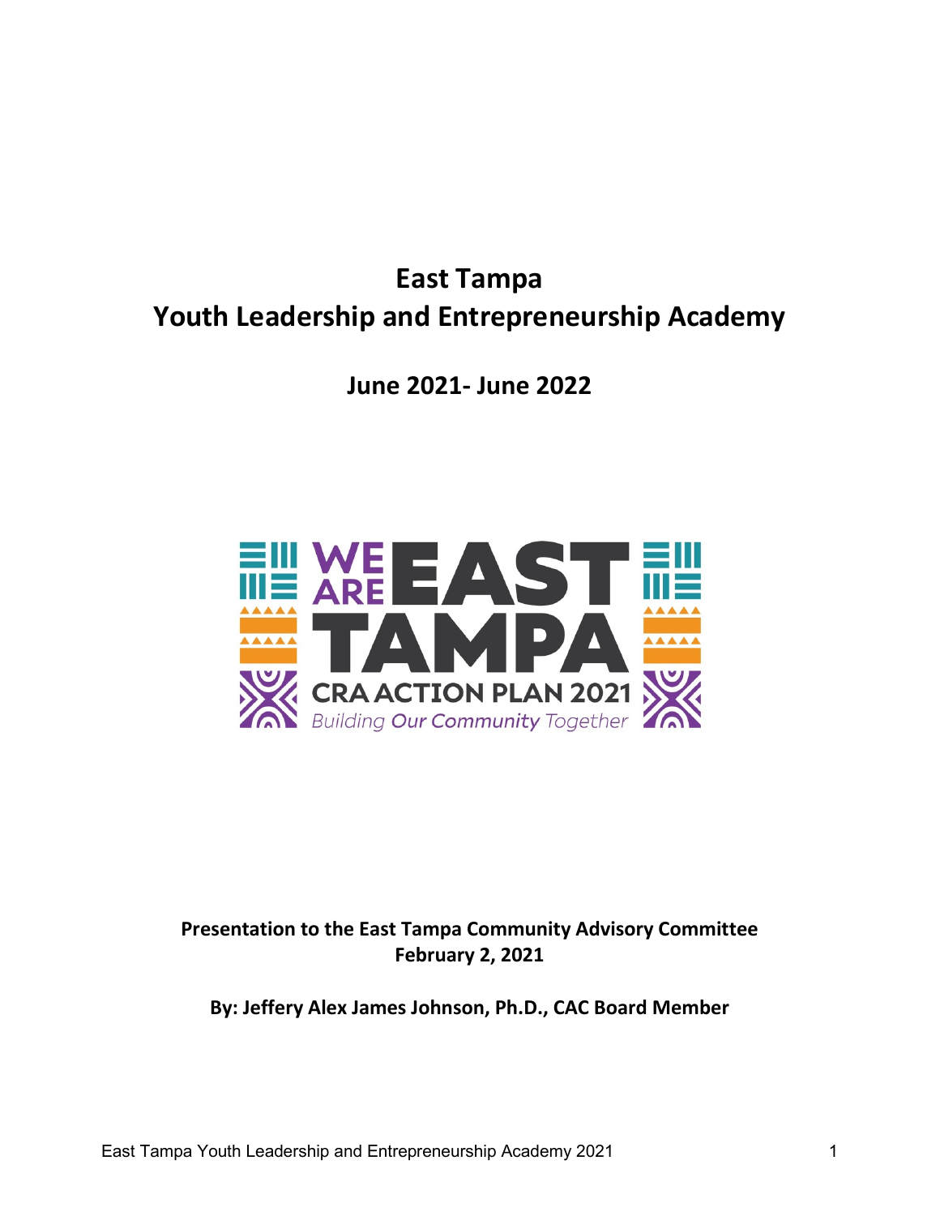# East Tampa
# Youth Leadership and Entrepreneurship Academy

## June 2021- June 2022

WE ARE EAST TAMPA
CRA ACTION PLAN 2021
*Building Our Community Together*

**Presentation to the East Tampa Community Advisory Committee**
**February 2, 2021**

**By: Jeffery Alex James Johnson, Ph.D., CAC Board Member**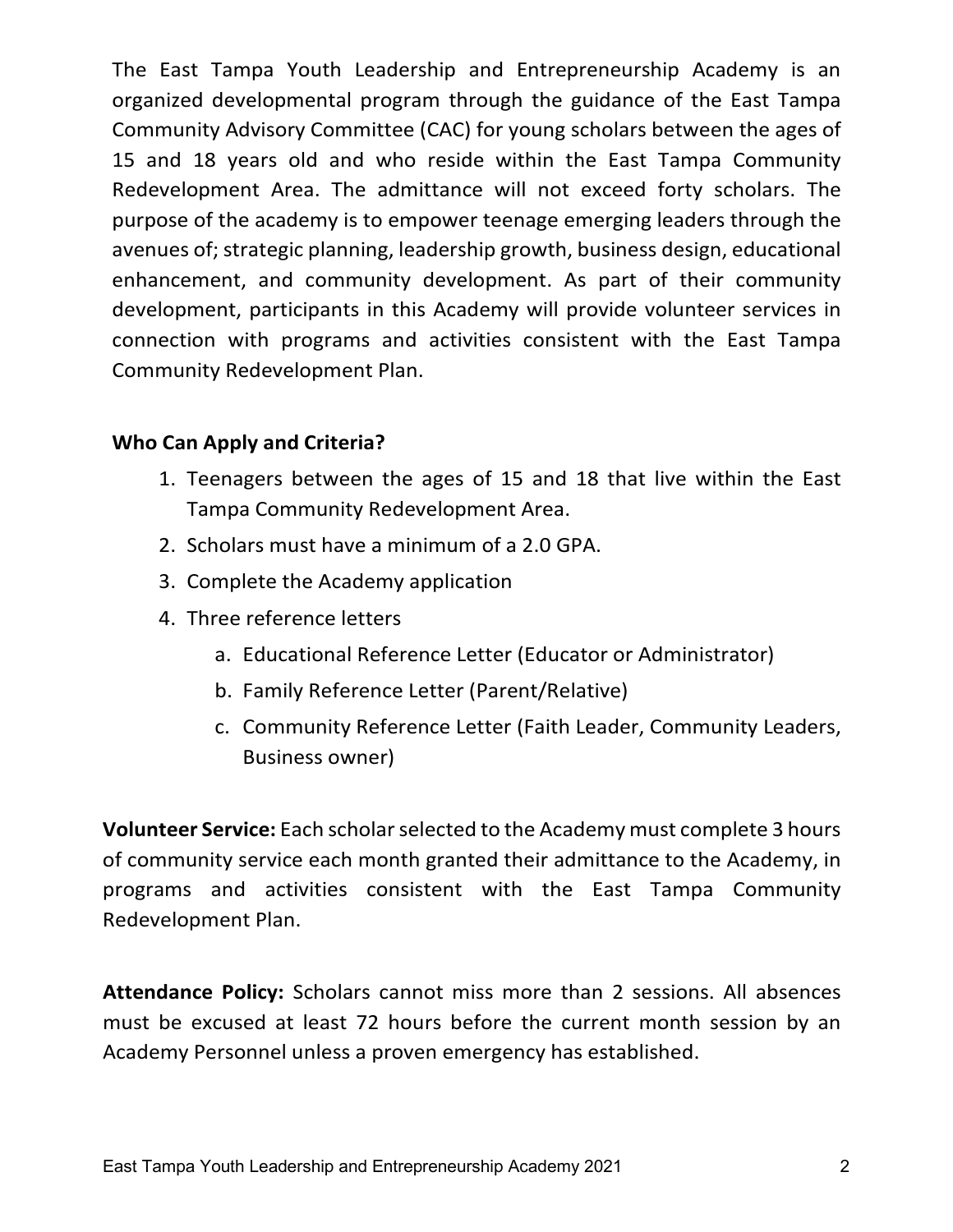The East Tampa Youth Leadership and Entrepreneurship Academy is an organized developmental program through the guidance of the East Tampa Community Advisory Committee (CAC) for young scholars between the ages of 15 and 18 years old and who reside within the East Tampa Community Redevelopment Area. The admittance will not exceed forty scholars. The purpose of the academy is to empower teenage emerging leaders through the avenues of; strategic planning, leadership growth, business design, educational enhancement, and community development. As part of their community development, participants in this Academy will provide volunteer services in connection with programs and activities consistent with the East Tampa Community Redevelopment Plan.

**Who Can Apply and Criteria?**

1. Teenagers between the ages of 15 and 18 that live within the East Tampa Community Redevelopment Area.
2. Scholars must have a minimum of a 2.0 GPA.
3. Complete the Academy application
4. Three reference letters
   a. Educational Reference Letter (Educator or Administrator)
   b. Family Reference Letter (Parent/Relative)
   c. Community Reference Letter (Faith Leader, Community Leaders, Business owner)

**Volunteer Service:** Each scholar selected to the Academy must complete 3 hours of community service each month granted their admittance to the Academy, in programs and activities consistent with the East Tampa Community Redevelopment Plan.

**Attendance Policy:** Scholars cannot miss more than 2 sessions. All absences must be excused at least 72 hours before the current month session by an Academy Personnel unless a proven emergency has established.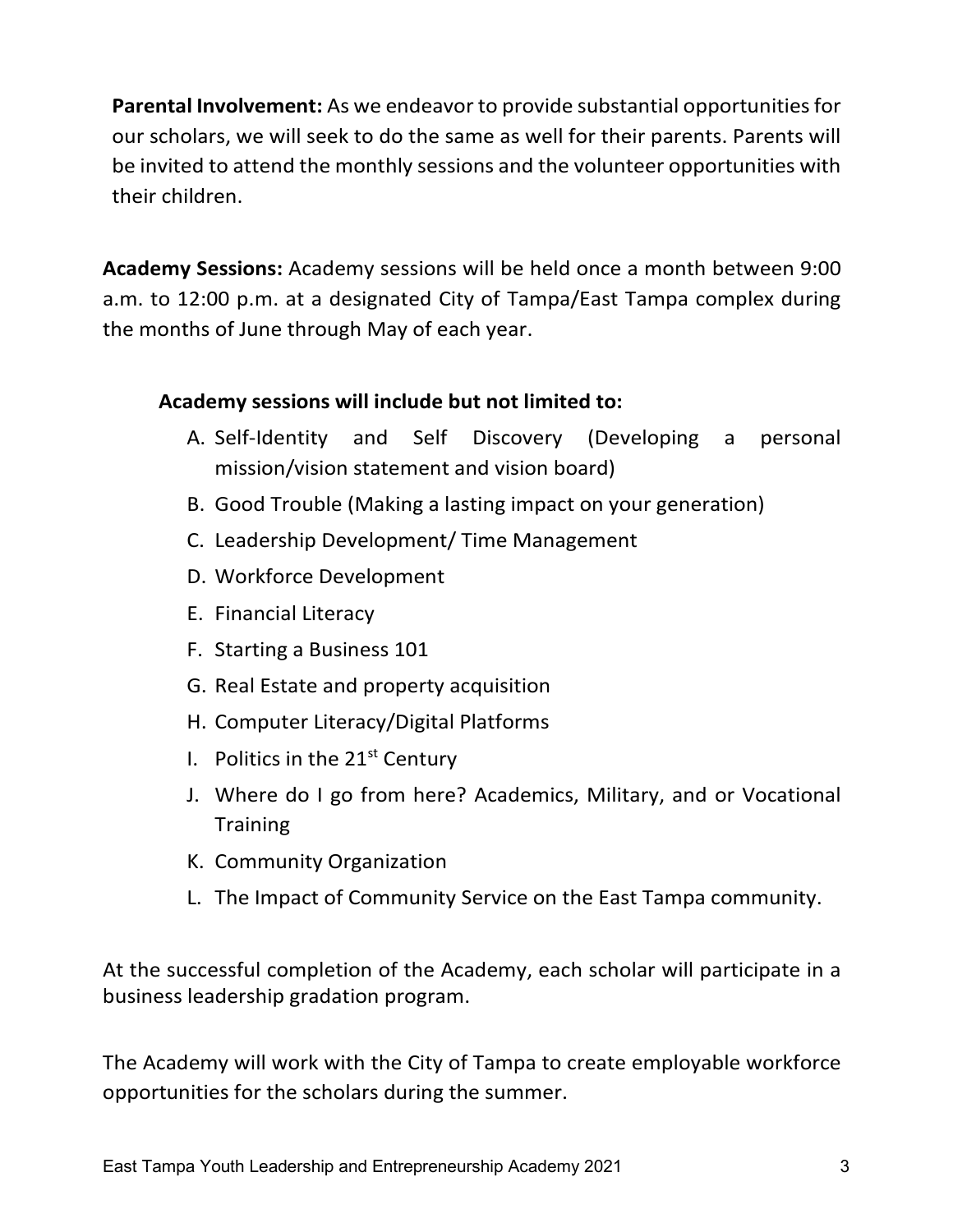**Parental Involvement:** As we endeavor to provide substantial opportunities for our scholars, we will seek to do the same as well for their parents. Parents will be invited to attend the monthly sessions and the volunteer opportunities with their children.

**Academy Sessions:** Academy sessions will be held once a month between 9:00 a.m. to 12:00 p.m. at a designated City of Tampa/East Tampa complex during the months of June through May of each year.

**Academy sessions will include but not limited to:**

A. Self-Identity and Self Discovery (Developing a personal mission/vision statement and vision board)
B. Good Trouble (Making a lasting impact on your generation)
C. Leadership Development/ Time Management
D. Workforce Development
E. Financial Literacy
F. Starting a Business 101
G. Real Estate and property acquisition
H. Computer Literacy/Digital Platforms
I. Politics in the 21st Century
J. Where do I go from here? Academics, Military, and or Vocational Training
K. Community Organization
L. The Impact of Community Service on the East Tampa community.

At the successful completion of the Academy, each scholar will participate in a business leadership gradation program.

The Academy will work with the City of Tampa to create employable workforce opportunities for the scholars during the summer.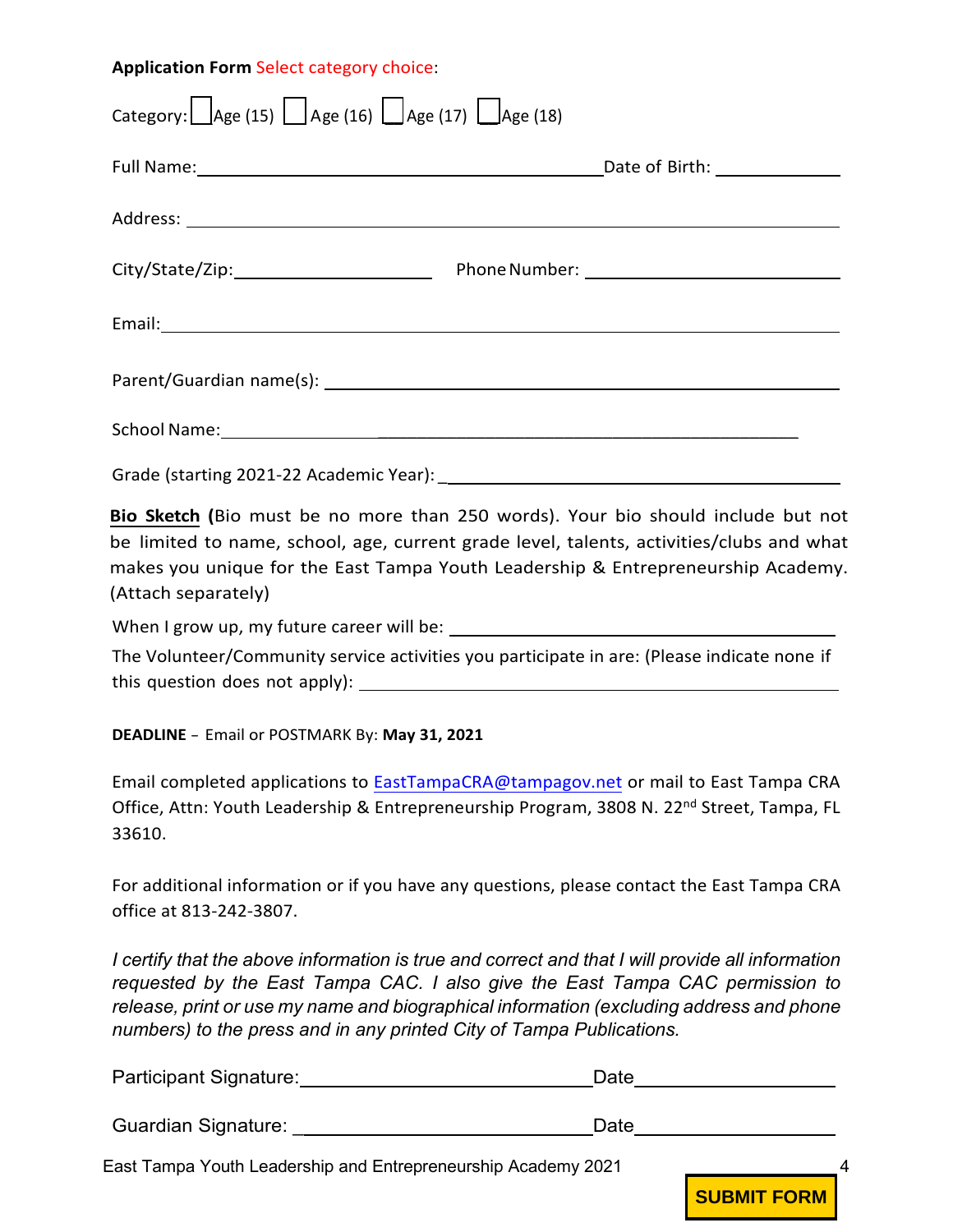**Application Form** Select category choice:

Category: ☐ Age (15) ☐ Age (16) ☐ Age (17) ☐ Age (18)

Full Name: ______________________________ Date of Birth: ____________

Address: ____________________________________________________________

City/State/Zip: ____________________ Phone Number: ____________________

Email: ______________________________________________________________

Parent/Guardian name(s): _____________________________________________

School Name: _________________________________________________________

Grade (starting 2021-22 Academic Year): _______________________________

**Bio Sketch** **(**Bio must be no more than 250 words). Your bio should include but not be limited to name, school, age, current grade level, talents, activities/clubs and what makes you unique for the East Tampa Youth Leadership & Entrepreneurship Academy. (Attach separately)

When I grow up, my future career will be: _____________________________

The Volunteer/Community service activities you participate in are: (Please indicate none if this question does not apply): _____________________________

**DEADLINE** – Email or POSTMARK By: **May 31, 2021**

Email completed applications to EastTampaCRA@tampagov.net or mail to East Tampa CRA Office, Attn: Youth Leadership & Entrepreneurship Program, 3808 N. 22nd Street, Tampa, FL 33610.

For additional information or if you have any questions, please contact the East Tampa CRA office at 813-242-3807.

*I certify that the above information is true and correct and that I will provide all information requested by the East Tampa CAC. I also give the East Tampa CAC permission to release, print or use my name and biographical information (excluding address and phone numbers) to the press and in any printed City of Tampa Publications.*

Participant Signature: ______________________ Date ______________

Guardian Signature: ______________________ Date ______________

East Tampa Youth Leadership and Entrepreneurship Academy 2021

**SUBMIT FORM**